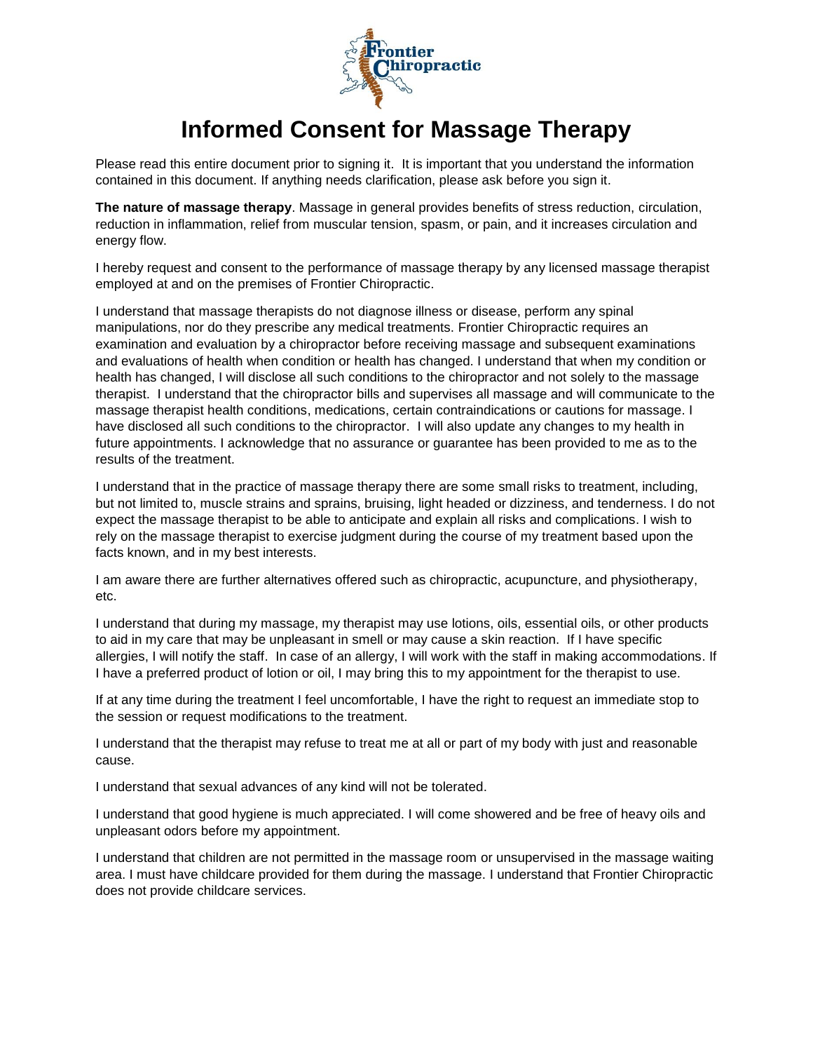# Informed Consent for Massage Therapy

Please read this entire document prior to signing it. It is important that you understand the information contained in this document. If anything needs clarification, please ask before you sign it.

**The nature of massage therapy**. Massage in general provides benefits of stress reduction, circulation, reduction in inflammation, relief from muscular tension, spasm, or pain, and it increases circulation and energy flow.

I hereby request and consent to the performance of massage therapy by any licensed massage therapist employed at and on the premises of Frontier Chiropractic.

I understand that massage therapists do not diagnose illness or disease, perform any spinal manipulations, nor do they prescribe any medical treatments. Frontier Chiropractic requires an examination and evaluation by a chiropractor before receiving massage and subsequent examinations and evaluations of health when condition or health has changed. I understand that when my condition or health has changed, I will disclose all such conditions to the chiropractor and not solely to the massage therapist. I understand that the chiropractor bills and supervises all massage and will communicate to the massage therapist health conditions, medications, certain contraindications or cautions for massage. I have disclosed all such conditions to the chiropractor. I will also update any changes to my health in future appointments. I acknowledge that no assurance or guarantee has been provided to me as to the results of the treatment.

I understand that in the practice of massage therapy there are some small risks to treatment, including, but not limited to, muscle strains and sprains, bruising, light headed or dizziness, and tenderness. I do not expect the massage therapist to be able to anticipate and explain all risks and complications. I wish to rely on the massage therapist to exercise judgment during the course of my treatment based upon the facts known, and in my best interests.

I am aware there are further alternatives offered such as chiropractic, acupuncture, and physiotherapy, etc.

I understand that during my massage, my therapist may use lotions, oils, essential oils, or other products to aid in my care that may be unpleasant in smell or may cause a skin reaction. If I have specific allergies, I will notify the staff. In case of an allergy, I will work with the staff in making accommodations. If I have a preferred product of lotion or oil, I may bring this to my appointment for the therapist to use.

If at any time during the treatment I feel uncomfortable, I have the right to request an immediate stop to the session or request modifications to the treatment.

I understand that the therapist may refuse to treat me at all or part of my body with just and reasonable cause.

I understand that sexual advances of any kind will not be tolerated.

I understand that good hygiene is much appreciated. I will come showered and be free of heavy oils and unpleasant odors before my appointment.

I understand that children are not permitted in the massage room or unsupervised in the massage waiting area. I must have childcare provided for them during the massage. I understand that Frontier Chiropractic does not provide childcare services.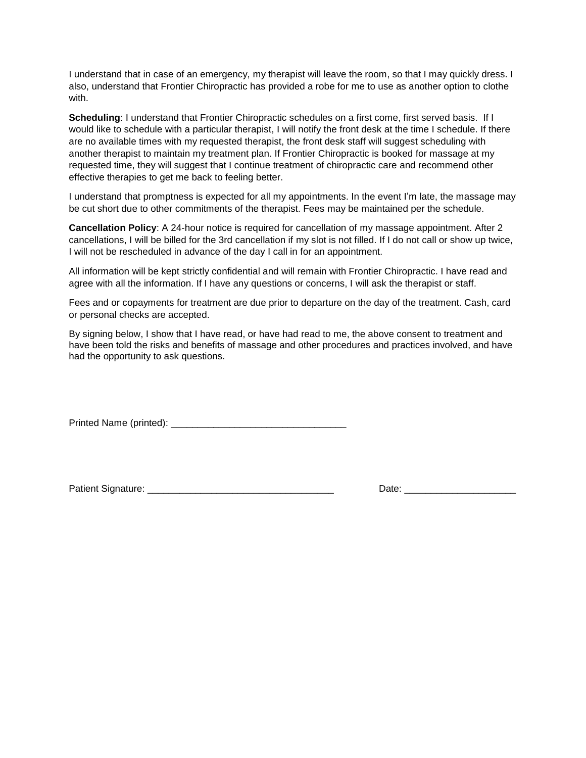I understand that in case of an emergency, my therapist will leave the room, so that I may quickly dress. I also, understand that Frontier Chiropractic has provided a robe for me to use as another option to clothe with.

**Scheduling**: I understand that Frontier Chiropractic schedules on a first come, first served basis. If I would like to schedule with a particular therapist, I will notify the front desk at the time I schedule. If there are no available times with my requested therapist, the front desk staff will suggest scheduling with another therapist to maintain my treatment plan. If Frontier Chiropractic is booked for massage at my requested time, they will suggest that I continue treatment of chiropractic care and recommend other effective therapies to get me back to feeling better.

I understand that promptness is expected for all my appointments. In the event I'm late, the massage may be cut short due to other commitments of the therapist. Fees may be maintained per the schedule.

**Cancellation Policy**: A 24-hour notice is required for cancellation of my massage appointment. After 2 cancellations, I will be billed for the 3rd cancellation if my slot is not filled. If I do not call or show up twice, I will not be rescheduled in advance of the day I call in for an appointment.

All information will be kept strictly confidential and will remain with Frontier Chiropractic. I have read and agree with all the information. If I have any questions or concerns, I will ask the therapist or staff.

Fees and or copayments for treatment are due prior to departure on the day of the treatment. Cash, card or personal checks are accepted.

By signing below, I show that I have read, or have had read to me, the above consent to treatment and have been told the risks and benefits of massage and other procedures and practices involved, and have had the opportunity to ask questions.

Printed Name (printed): _________________________________

Patient Signature: ___________________________________ Date: ____________________